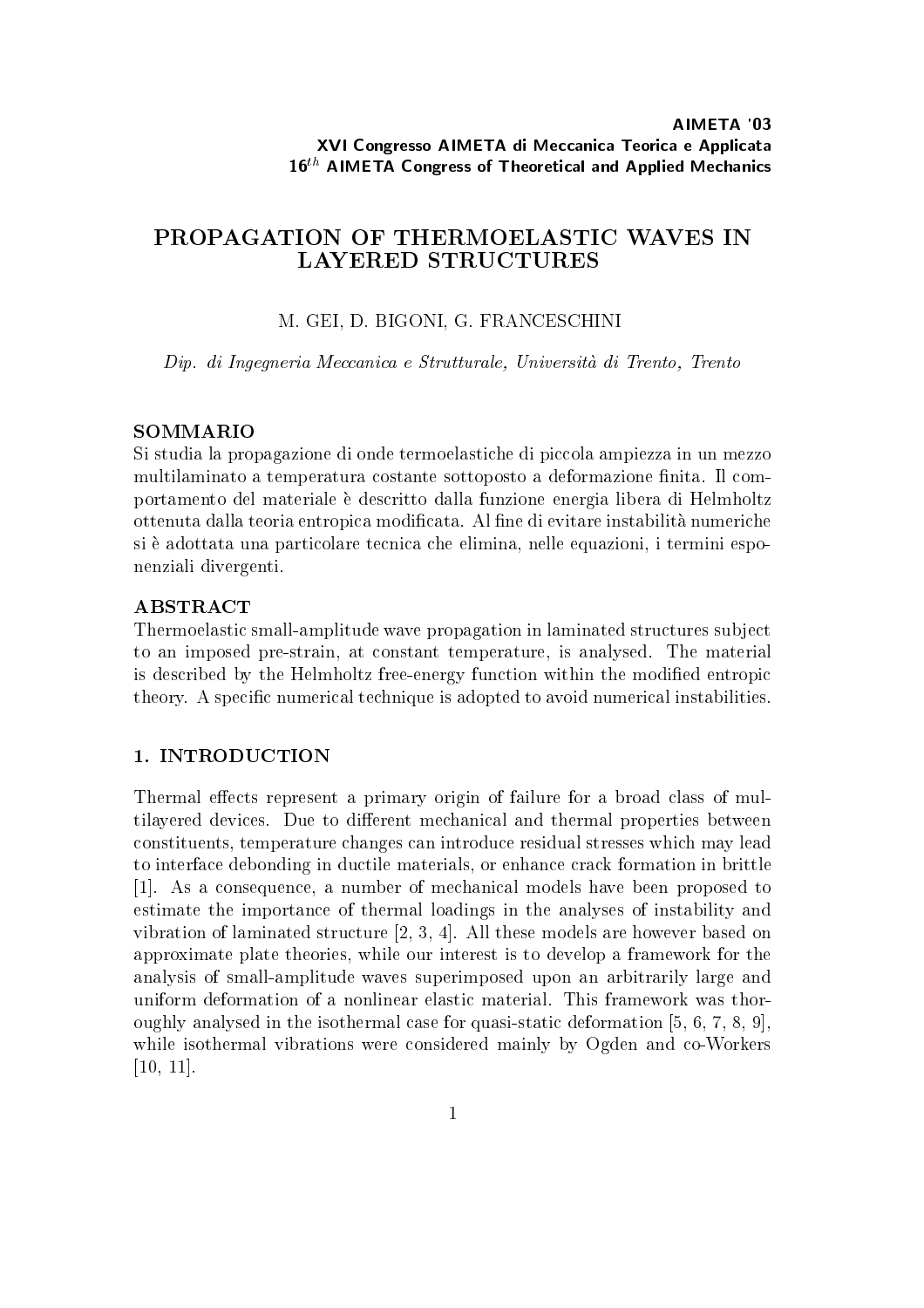**AIMETA '03**
**XVI Congresso AIMETA di Meccanica Teorica e Applicata**
**16$^{th}$ AIMETA Congress of Theoretical and Applied Mechanics**

# PROPAGATION OF THERMOELASTIC WAVES IN LAYERED STRUCTURES

M. GEI, D. BIGONI, G. FRANCESCHINI

*Dip. di Ingegneria Meccanica e Strutturale, Università di Trento, Trento*

## SOMMARIO

Si studia la propagazione di onde termoelastiche di piccola ampiezza in un mezzo multilaminato a temperatura costante sottoposto a deformazione finita. Il comportamento del materiale è descritto dalla funzione energia libera di Helmholtz ottenuta dalla teoria entropica modificata. Al fine di evitare instabilità numeriche si è adottata una particolare tecnica che elimina, nelle equazioni, i termini esponenziali divergenti.

## ABSTRACT

Thermoelastic small-amplitude wave propagation in laminated structures subject to an imposed pre-strain, at constant temperature, is analysed. The material is described by the Helmholtz free-energy function within the modified entropic theory. A specific numerical technique is adopted to avoid numerical instabilities.

## 1. INTRODUCTION

Thermal effects represent a primary origin of failure for a broad class of multilayered devices. Due to different mechanical and thermal properties between constituents, temperature changes can introduce residual stresses which may lead to interface debonding in ductile materials, or enhance crack formation in brittle [1]. As a consequence, a number of mechanical models have been proposed to estimate the importance of thermal loadings in the analyses of instability and vibration of laminated structure [2, 3, 4]. All these models are however based on approximate plate theories, while our interest is to develop a framework for the analysis of small-amplitude waves superimposed upon an arbitrarily large and uniform deformation of a nonlinear elastic material. This framework was thoroughly analysed in the isothermal case for quasi-static deformation [5, 6, 7, 8, 9], while isothermal vibrations were considered mainly by Ogden and co-Workers [10, 11].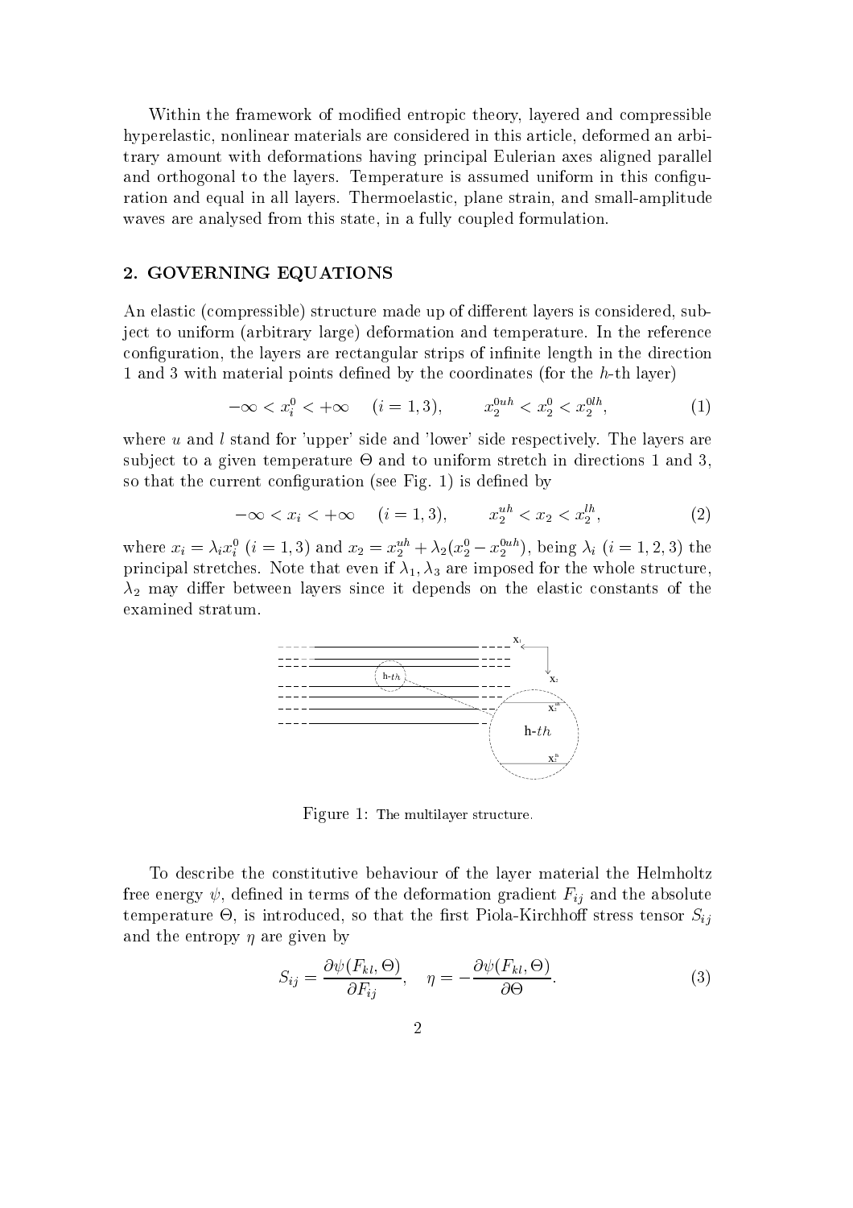Within the framework of modified entropic theory, layered and compressible hyperelastic, nonlinear materials are considered in this article, deformed an arbitrary amount with deformations having principal Eulerian axes aligned parallel and orthogonal to the layers. Temperature is assumed uniform in this configuration and equal in all layers. Thermoelastic, plane strain, and small-amplitude waves are analysed from this state, in a fully coupled formulation.

## 2. GOVERNING EQUATIONS

An elastic (compressible) structure made up of different layers is considered, subject to uniform (arbitrary large) deformation and temperature. In the reference configuration, the layers are rectangular strips of infinite length in the direction 1 and 3 with material points defined by the coordinates (for the $h$-th layer)

$$-\infty < x_i^0 < +\infty \quad (i = 1, 3), \qquad x_2^{0uh} < x_2^0 < x_2^{0lh}, \tag{1}$$

where $u$ and $l$ stand for 'upper' side and 'lower' side respectively. The layers are subject to a given temperature $\Theta$ and to uniform stretch in directions 1 and 3, so that the current configuration (see Fig. 1) is defined by

$$-\infty < x_i < +\infty \quad (i = 1, 3), \qquad x_2^{uh} < x_2 < x_2^{lh}, \tag{2}$$

where $x_i = \lambda_i x_i^0$ $(i = 1, 3)$ and $x_2 = x_2^{uh} + \lambda_2 (x_2^0 - x_2^{0uh})$, being $\lambda_i$ $(i = 1, 2, 3)$ the principal stretches. Note that even if $\lambda_1, \lambda_3$ are imposed for the whole structure, $\lambda_2$ may differ between layers since it depends on the elastic constants of the examined stratum.

Figure 1: The multilayer structure.

To describe the constitutive behaviour of the layer material the Helmholtz free energy $\psi$, defined in terms of the deformation gradient $F_{ij}$ and the absolute temperature $\Theta$, is introduced, so that the first Piola-Kirchhoff stress tensor $S_{ij}$ and the entropy $\eta$ are given by

$$S_{ij} = \frac{\partial \psi(F_{kl}, \Theta)}{\partial F_{ij}}, \quad \eta = -\frac{\partial \psi(F_{kl}, \Theta)}{\partial \Theta}. \tag{3}$$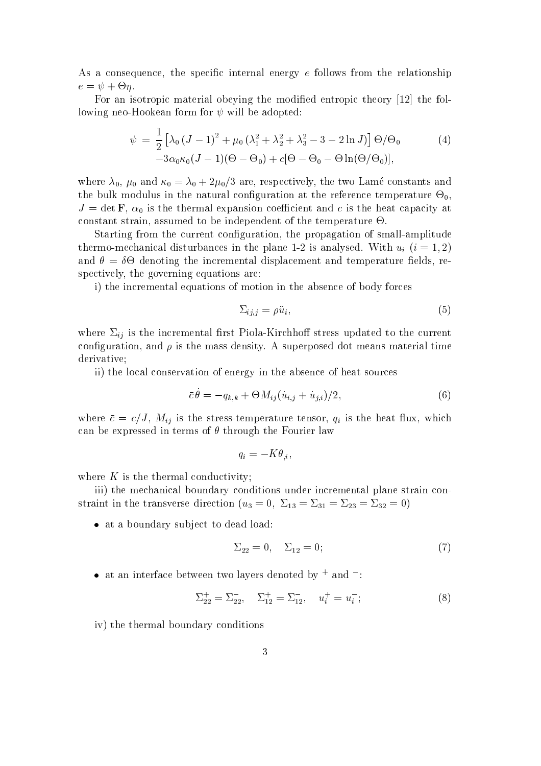As a consequence, the specific internal energy $e$ follows from the relationship $e = \psi + \Theta\eta$.

For an isotropic material obeying the modified entropic theory [12] the following neo-Hookean form for $\psi$ will be adopted:

$$
\begin{aligned}
\psi \;=\; & \frac{1}{2}\left[\lambda_0 \left(J-1\right)^2 + \mu_0 \left(\lambda_1^2 + \lambda_2^2 + \lambda_3^2 - 3 - 2\ln J\right)\right]\Theta/\Theta_0 \\
& -3\alpha_0\kappa_0(J-1)(\Theta - \Theta_0) + c[\Theta - \Theta_0 - \Theta\ln(\Theta/\Theta_0)],
\end{aligned}
\tag{4}
$$

where $\lambda_0$, $\mu_0$ and $\kappa_0 = \lambda_0 + 2\mu_0/3$ are, respectively, the two Lamé constants and the bulk modulus in the natural configuration at the reference temperature $\Theta_0$, $J = \det \mathbf{F}$, $\alpha_0$ is the thermal expansion coefficient and $c$ is the heat capacity at constant strain, assumed to be independent of the temperature $\Theta$.

Starting from the current configuration, the propagation of small-amplitude thermo-mechanical disturbances in the plane 1-2 is analysed. With $u_i$ $(i = 1, 2)$ and $\theta = \delta\Theta$ denoting the incremental displacement and temperature fields, respectively, the governing equations are:

i) the incremental equations of motion in the absence of body forces

$$
\Sigma_{ij,j} = \rho\ddot{u}_i, \tag{5}
$$

where $\Sigma_{ij}$ is the incremental first Piola-Kirchhoff stress updated to the current configuration, and $\rho$ is the mass density. A superposed dot means material time derivative;

ii) the local conservation of energy in the absence of heat sources

$$
\bar{c}\dot{\theta} = -q_{k,k} + \Theta M_{ij}(\dot{u}_{i,j} + \dot{u}_{j,i})/2, \tag{6}
$$

where $\bar{c} = c/J$, $M_{ij}$ is the stress-temperature tensor, $q_i$ is the heat flux, which can be expressed in terms of $\theta$ through the Fourier law

$$
q_i = -K\theta_{,i},
$$

where $K$ is the thermal conductivity;

iii) the mechanical boundary conditions under incremental plane strain constraint in the transverse direction ($u_3 = 0$, $\Sigma_{13} = \Sigma_{31} = \Sigma_{23} = \Sigma_{32} = 0$)

- at a boundary subject to dead load:

$$
\Sigma_{22} = 0, \quad \Sigma_{12} = 0; \tag{7}
$$

- at an interface between two layers denoted by $^+$ and $^-$:

$$
\Sigma_{22}^+ = \Sigma_{22}^-, \quad \Sigma_{12}^+ = \Sigma_{12}^-, \quad u_i^+ = u_i^-; \tag{8}
$$

iv) the thermal boundary conditions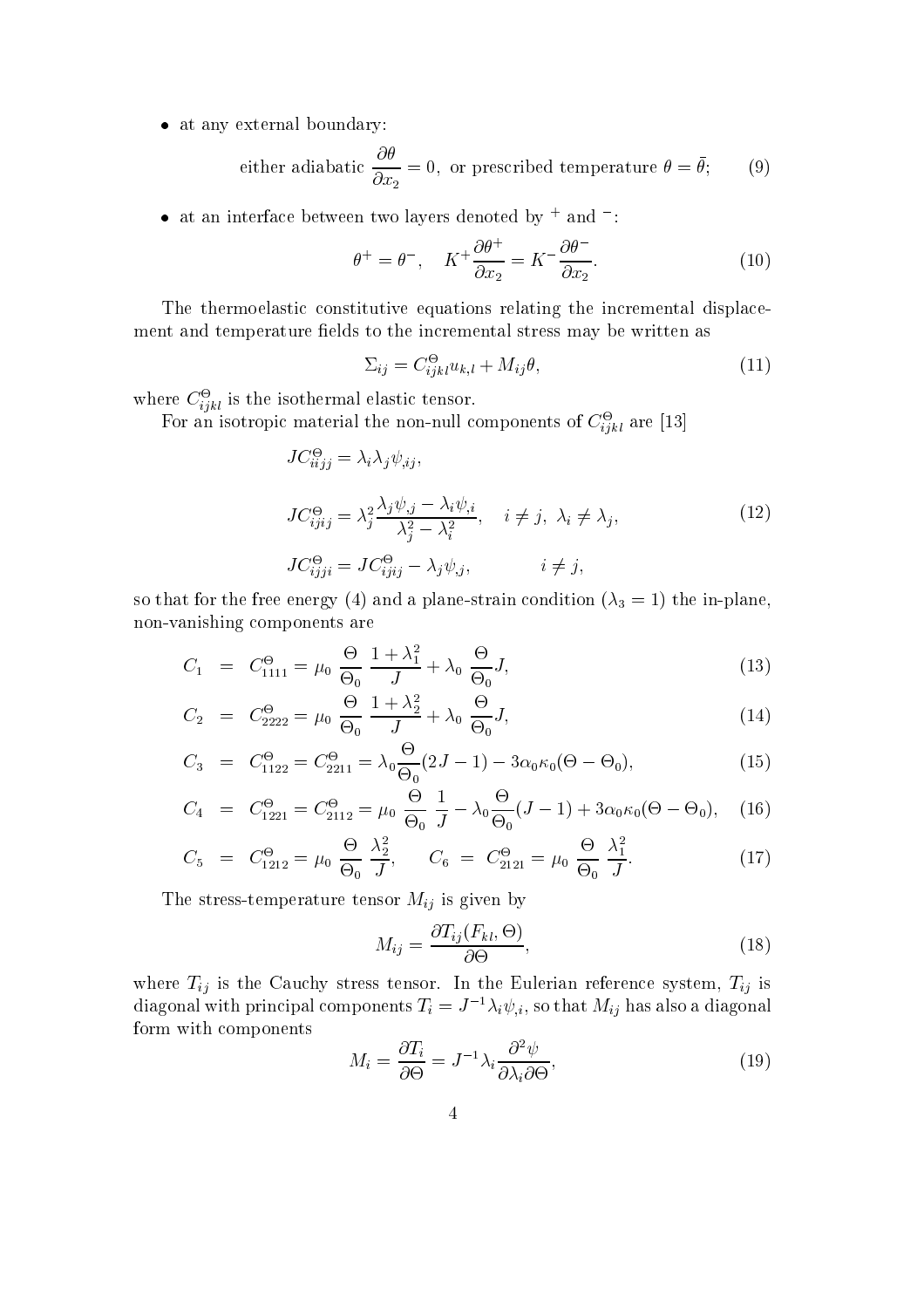- at any external boundary:

$$\text{either adiabatic } \frac{\partial \theta}{\partial x_2} = 0, \text{ or prescribed temperature } \theta = \bar{\theta}; \tag{9}$$

- at an interface between two layers denoted by $^+$ and $^-$:

$$\theta^+ = \theta^-, \quad K^+ \frac{\partial \theta^+}{\partial x_2} = K^- \frac{\partial \theta^-}{\partial x_2}. \tag{10}$$

The thermoelastic constitutive equations relating the incremental displacement and temperature fields to the incremental stress may be written as

$$\Sigma_{ij} = C^{\Theta}_{ijkl} u_{k,l} + M_{ij} \theta, \tag{11}$$

where $C^{\Theta}_{ijkl}$ is the isothermal elastic tensor.

For an isotropic material the non-null components of $C^{\Theta}_{ijkl}$ are [13]

$$\begin{aligned}
J C^{\Theta}_{iijj} &= \lambda_i \lambda_j \psi_{,ij}, \\
J C^{\Theta}_{ijij} &= \lambda_j^2 \frac{\lambda_j \psi_{,j} - \lambda_i \psi_{,i}}{\lambda_j^2 - \lambda_i^2}, \quad i \neq j, \ \lambda_i \neq \lambda_j, \\
J C^{\Theta}_{ijji} &= J C^{\Theta}_{ijij} - \lambda_j \psi_{,j}, \qquad\qquad i \neq j,
\end{aligned} \tag{12}$$

so that for the free energy (4) and a plane-strain condition ($\lambda_3 = 1$) the in-plane, non-vanishing components are

$$C_1 = C^{\Theta}_{1111} = \mu_0 \frac{\Theta}{\Theta_0} \frac{1 + \lambda_1^2}{J} + \lambda_0 \frac{\Theta}{\Theta_0} J, \tag{13}$$

$$C_2 = C^{\Theta}_{2222} = \mu_0 \frac{\Theta}{\Theta_0} \frac{1 + \lambda_2^2}{J} + \lambda_0 \frac{\Theta}{\Theta_0} J, \tag{14}$$

$$C_3 = C^{\Theta}_{1122} = C^{\Theta}_{2211} = \lambda_0 \frac{\Theta}{\Theta_0} (2J - 1) - 3\alpha_0 \kappa_0 (\Theta - \Theta_0), \tag{15}$$

$$C_4 = C^{\Theta}_{1221} = C^{\Theta}_{2112} = \mu_0 \frac{\Theta}{\Theta_0} \frac{1}{J} - \lambda_0 \frac{\Theta}{\Theta_0} (J - 1) + 3\alpha_0 \kappa_0 (\Theta - \Theta_0), \tag{16}$$

$$C_5 = C^{\Theta}_{1212} = \mu_0 \frac{\Theta}{\Theta_0} \frac{\lambda_2^2}{J}, \qquad C_6 = C^{\Theta}_{2121} = \mu_0 \frac{\Theta}{\Theta_0} \frac{\lambda_1^2}{J}. \tag{17}$$

The stress-temperature tensor $M_{ij}$ is given by

$$M_{ij} = \frac{\partial T_{ij}(F_{kl}, \Theta)}{\partial \Theta}, \tag{18}$$

where $T_{ij}$ is the Cauchy stress tensor. In the Eulerian reference system, $T_{ij}$ is diagonal with principal components $T_i = J^{-1} \lambda_i \psi_{,i}$, so that $M_{ij}$ has also a diagonal form with components

$$M_i = \frac{\partial T_i}{\partial \Theta} = J^{-1} \lambda_i \frac{\partial^2 \psi}{\partial \lambda_i \partial \Theta}, \tag{19}$$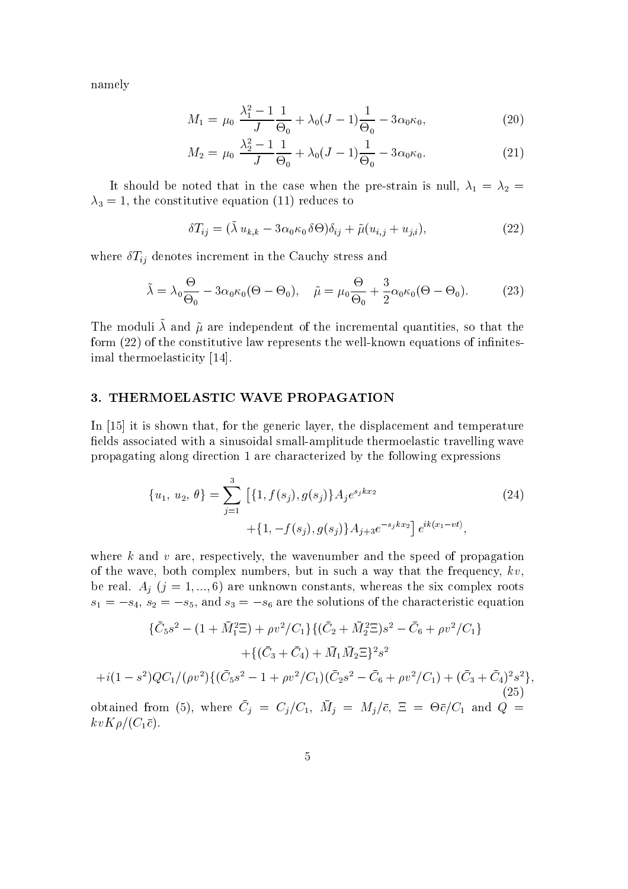namely

$$M_1 = \mu_0 \, \frac{\lambda_1^2 - 1}{J} \frac{1}{\Theta_0} + \lambda_0 (J-1) \frac{1}{\Theta_0} - 3\alpha_0 \kappa_0, \tag{20}$$

$$M_2 = \mu_0 \, \frac{\lambda_2^2 - 1}{J} \frac{1}{\Theta_0} + \lambda_0 (J-1) \frac{1}{\Theta_0} - 3\alpha_0 \kappa_0. \tag{21}$$

It should be noted that in the case when the pre-strain is null, $\lambda_1 = \lambda_2 = \lambda_3 = 1$, the constitutive equation (11) reduces to

$$\delta T_{ij} = (\tilde{\lambda}\, u_{k,k} - 3\alpha_0 \kappa_0 \, \delta\Theta)\delta_{ij} + \tilde{\mu}(u_{i,j} + u_{j,i}), \tag{22}$$

where $\delta T_{ij}$ denotes increment in the Cauchy stress and

$$\tilde{\lambda} = \lambda_0 \frac{\Theta}{\Theta_0} - 3\alpha_0 \kappa_0 (\Theta - \Theta_0), \quad \tilde{\mu} = \mu_0 \frac{\Theta}{\Theta_0} + \frac{3}{2}\alpha_0 \kappa_0 (\Theta - \Theta_0). \tag{23}$$

The moduli $\tilde{\lambda}$ and $\tilde{\mu}$ are independent of the incremental quantities, so that the form (22) of the constitutive law represents the well-known equations of infinitesimal thermoelasticity [14].

## 3. THERMOELASTIC WAVE PROPAGATION

In [15] it is shown that, for the generic layer, the displacement and temperature fields associated with a sinusoidal small-amplitude thermoelastic travelling wave propagating along direction 1 are characterized by the following expressions

$$\{u_1,\, u_2,\, \theta\} = \sum_{j=1}^{3} \left[ \{1, f(s_j), g(s_j)\} A_j e^{s_j k x_2} + \{1, -f(s_j), g(s_j)\} A_{j+3} e^{-s_j k x_2} \right] e^{ik(x_1 - vt)}, \tag{24}$$

where $k$ and $v$ are, respectively, the wavenumber and the speed of propagation of the wave, both complex numbers, but in such a way that the frequency, $kv$, be real. $A_j$ $(j = 1, ..., 6)$ are unknown constants, whereas the six complex roots $s_1 = -s_4$, $s_2 = -s_5$, and $s_3 = -s_6$ are the solutions of the characteristic equation

$$\begin{aligned}
&\{\bar{C}_5 s^2 - (1 + \bar{M}_1^2 \Xi) + \rho v^2 / C_1\}\{(\bar{C}_2 + \bar{M}_2^2 \Xi)s^2 - \bar{C}_6 + \rho v^2 / C_1\} \\
&\quad + \{(\bar{C}_3 + \bar{C}_4) + \bar{M}_1 \bar{M}_2 \Xi\}^2 s^2 \\
&+ i(1 - s^2) Q C_1 / (\rho v^2) \{(\bar{C}_5 s^2 - 1 + \rho v^2 / C_1)(\bar{C}_2 s^2 - \bar{C}_6 + \rho v^2 / C_1) + (\bar{C}_3 + \bar{C}_4)^2 s^2\},
\end{aligned} \tag{25}$$

obtained from (5), where $\bar{C}_j = C_j / C_1$, $\bar{M}_j = M_j / \bar{c}$, $\Xi = \Theta \bar{c} / C_1$ and $Q = kvK\rho / (C_1 \bar{c})$.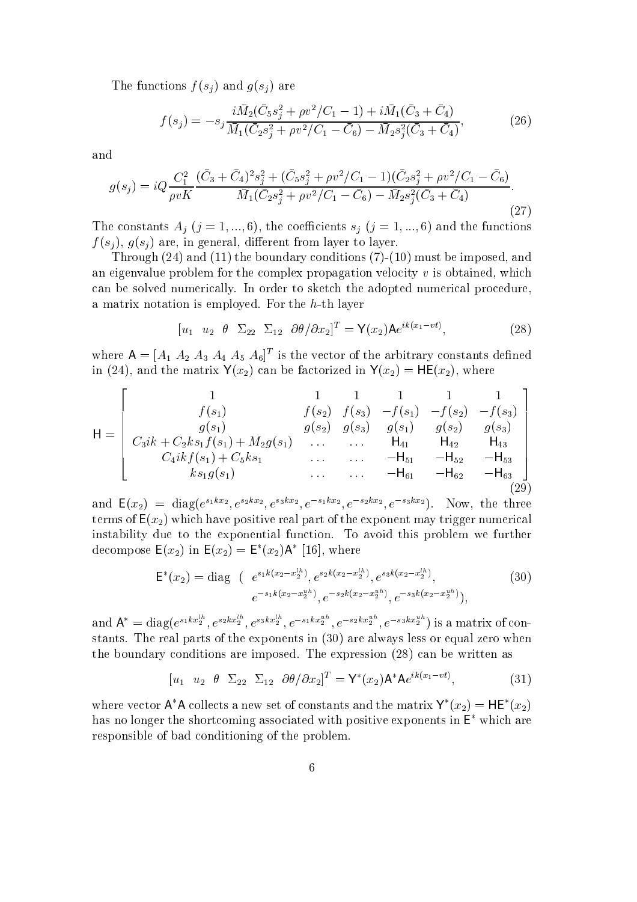The functions $f(s_j)$ and $g(s_j)$ are

$$f(s_j) = -s_j \frac{i\bar{M}_2(\bar{C}_5 s_j^2 + \rho v^2/C_1 - 1) + i\bar{M}_1(\bar{C}_3 + \bar{C}_4)}{\bar{M}_1(\bar{C}_2 s_j^2 + \rho v^2/C_1 - \bar{C}_6) - \bar{M}_2 s_j^2(\bar{C}_3 + \bar{C}_4)}, \tag{26}$$

and

$$g(s_j) = iQ\frac{C_1^2}{\rho v K}\frac{(\bar{C}_3 + \bar{C}_4)^2 s_j^2 + (\bar{C}_5 s_j^2 + \rho v^2/C_1 - 1)(\bar{C}_2 s_j^2 + \rho v^2/C_1 - \bar{C}_6)}{\bar{M}_1(\bar{C}_2 s_j^2 + \rho v^2/C_1 - \bar{C}_6) - \bar{M}_2 s_j^2(\bar{C}_3 + \bar{C}_4)}. \tag{27}$$

The constants $A_j$ $(j = 1, ..., 6)$, the coefficients $s_j$ $(j = 1, ..., 6)$ and the functions $f(s_j)$, $g(s_j)$ are, in general, different from layer to layer.

Through (24) and (11) the boundary conditions (7)-(10) must be imposed, and an eigenvalue problem for the complex propagation velocity $v$ is obtained, which can be solved numerically. In order to sketch the adopted numerical procedure, a matrix notation is employed. For the $h$-th layer

$$[u_1 \;\; u_2 \;\; \theta \;\; \Sigma_{22} \;\; \Sigma_{12} \;\; \partial\theta/\partial x_2]^T = \mathsf{Y}(x_2)\mathsf{A}e^{ik(x_1 - vt)}, \tag{28}$$

where $\mathsf{A} = [A_1 \; A_2 \; A_3 \; A_4 \; A_5 \; A_6]^T$ is the vector of the arbitrary constants defined in (24), and the matrix $\mathsf{Y}(x_2)$ can be factorized in $\mathsf{Y}(x_2) = \mathsf{H}\mathsf{E}(x_2)$, where

$$\mathsf{H} = \begin{bmatrix} 1 & 1 & 1 & 1 & 1 & 1 \\ f(s_1) & f(s_2) & f(s_3) & -f(s_1) & -f(s_2) & -f(s_3) \\ g(s_1) & g(s_2) & g(s_3) & g(s_1) & g(s_2) & g(s_3) \\ C_3 ik + C_2 k s_1 f(s_1) + M_2 g(s_1) & \dots & \dots & \mathsf{H}_{41} & \mathsf{H}_{42} & \mathsf{H}_{43} \\ C_4 ik f(s_1) + C_5 k s_1 & \dots & \dots & -\mathsf{H}_{51} & -\mathsf{H}_{52} & -\mathsf{H}_{53} \\ k s_1 g(s_1) & \dots & \dots & -\mathsf{H}_{61} & -\mathsf{H}_{62} & -\mathsf{H}_{63} \end{bmatrix} \tag{29}$$

and $\mathsf{E}(x_2) = \mathrm{diag}(e^{s_1 k x_2}, e^{s_2 k x_2}, e^{s_3 k x_2}, e^{-s_1 k x_2}, e^{-s_2 k x_2}, e^{-s_3 k x_2})$. Now, the three terms of $\mathsf{E}(x_2)$ which have positive real part of the exponent may trigger numerical instability due to the exponential function. To avoid this problem we further decompose $\mathsf{E}(x_2)$ in $\mathsf{E}(x_2) = \mathsf{E}^*(x_2)\mathsf{A}^*$ [16], where

$$\begin{aligned} \mathsf{E}^*(x_2) = \mathrm{diag} \;\; ( & e^{s_1 k(x_2 - x_2^{lh})}, e^{s_2 k(x_2 - x_2^{lh})}, e^{s_3 k(x_2 - x_2^{lh})}, \\ & e^{-s_1 k(x_2 - x_2^{uh})}, e^{-s_2 k(x_2 - x_2^{uh})}, e^{-s_3 k(x_2 - x_2^{uh})}), \end{aligned} \tag{30}$$

and $\mathsf{A}^* = \mathrm{diag}(e^{s_1 k x_2^{lh}}, e^{s_2 k x_2^{lh}}, e^{s_3 k x_2^{lh}}, e^{-s_1 k x_2^{uh}}, e^{-s_2 k x_2^{uh}}, e^{-s_3 k x_2^{uh}})$ is a matrix of constants. The real parts of the exponents in (30) are always less or equal zero when the boundary conditions are imposed. The expression (28) can be written as

$$[u_1 \;\; u_2 \;\; \theta \;\; \Sigma_{22} \;\; \Sigma_{12} \;\; \partial\theta/\partial x_2]^T = \mathsf{Y}^*(x_2)\mathsf{A}^*\mathsf{A}e^{ik(x_1 - vt)}, \tag{31}$$

where vector $\mathsf{A}^*\mathsf{A}$ collects a new set of constants and the matrix $\mathsf{Y}^*(x_2) = \mathsf{H}\mathsf{E}^*(x_2)$ has no longer the shortcoming associated with positive exponents in $\mathsf{E}^*$ which are responsible of bad conditioning of the problem.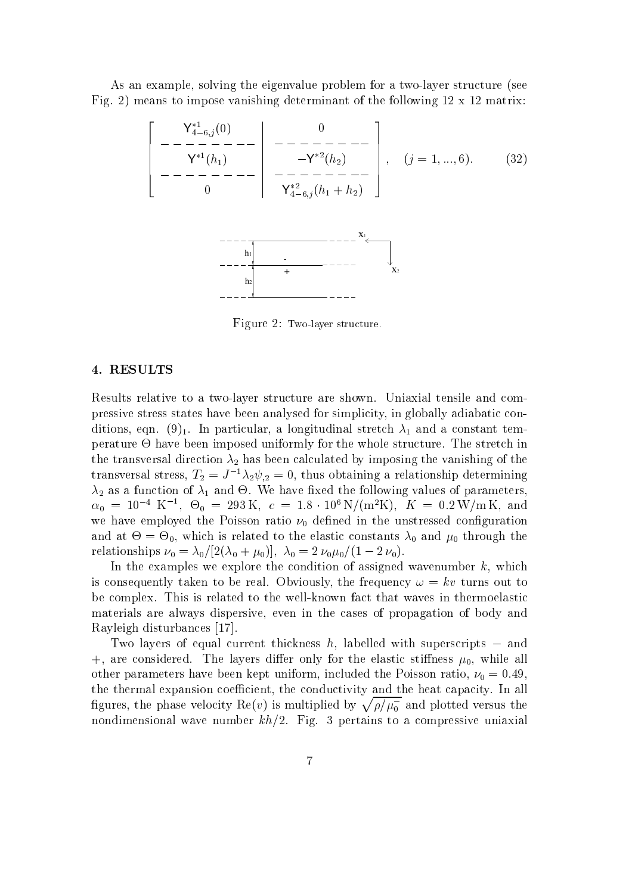As an example, solving the eigenvalue problem for a two-layer structure (see Fig. 2) means to impose vanishing determinant of the following 12 x 12 matrix:

$$
\left[\begin{array}{c|c}
\mathsf{Y}^{*1}_{4-6,j}(0) & 0 \\
\hline
\mathsf{Y}^{*1}(h_1) & -\mathsf{Y}^{*2}(h_2) \\
\hline
0 & \mathsf{Y}^{*2}_{4-6,j}(h_1+h_2)
\end{array}\right], \quad (j=1,...,6). \tag{32}
$$

Figure 2: Two-layer structure.

## 4. RESULTS

Results relative to a two-layer structure are shown. Uniaxial tensile and compressive stress states have been analysed for simplicity, in globally adiabatic conditions, eqn. $(9)_1$. In particular, a longitudinal stretch $\lambda_1$ and a constant temperature $\Theta$ have been imposed uniformly for the whole structure. The stretch in the transversal direction $\lambda_2$ has been calculated by imposing the vanishing of the transversal stress, $T_2 = J^{-1}\lambda_2\psi_{,2} = 0$, thus obtaining a relationship determining $\lambda_2$ as a function of $\lambda_1$ and $\Theta$. We have fixed the following values of parameters, $\alpha_0 = 10^{-4}\ \mathrm{K}^{-1}$, $\Theta_0 = 293\,\mathrm{K}$, $c = 1.8 \cdot 10^6\,\mathrm{N/(m^2K)}$, $K = 0.2\,\mathrm{W/m\,K}$, and we have employed the Poisson ratio $\nu_0$ defined in the unstressed configuration and at $\Theta = \Theta_0$, which is related to the elastic constants $\lambda_0$ and $\mu_0$ through the relationships $\nu_0 = \lambda_0/[2(\lambda_0+\mu_0)]$, $\lambda_0 = 2\,\nu_0\mu_0/(1-2\,\nu_0)$.

In the examples we explore the condition of assigned wavenumber $k$, which is consequently taken to be real. Obviously, the frequency $\omega = kv$ turns out to be complex. This is related to the well-known fact that waves in thermoelastic materials are always dispersive, even in the cases of propagation of body and Rayleigh disturbances [17].

Two layers of equal current thickness $h$, labelled with superscripts $-$ and $+$, are considered. The layers differ only for the elastic stiffness $\mu_0$, while all other parameters have been kept uniform, included the Poisson ratio, $\nu_0 = 0.49$, the thermal expansion coefficient, the conductivity and the heat capacity. In all figures, the phase velocity $\mathrm{Re}(v)$ is multiplied by $\sqrt{\rho/\mu_0^-}$ and plotted versus the nondimensional wave number $kh/2$. Fig. 3 pertains to a compressive uniaxial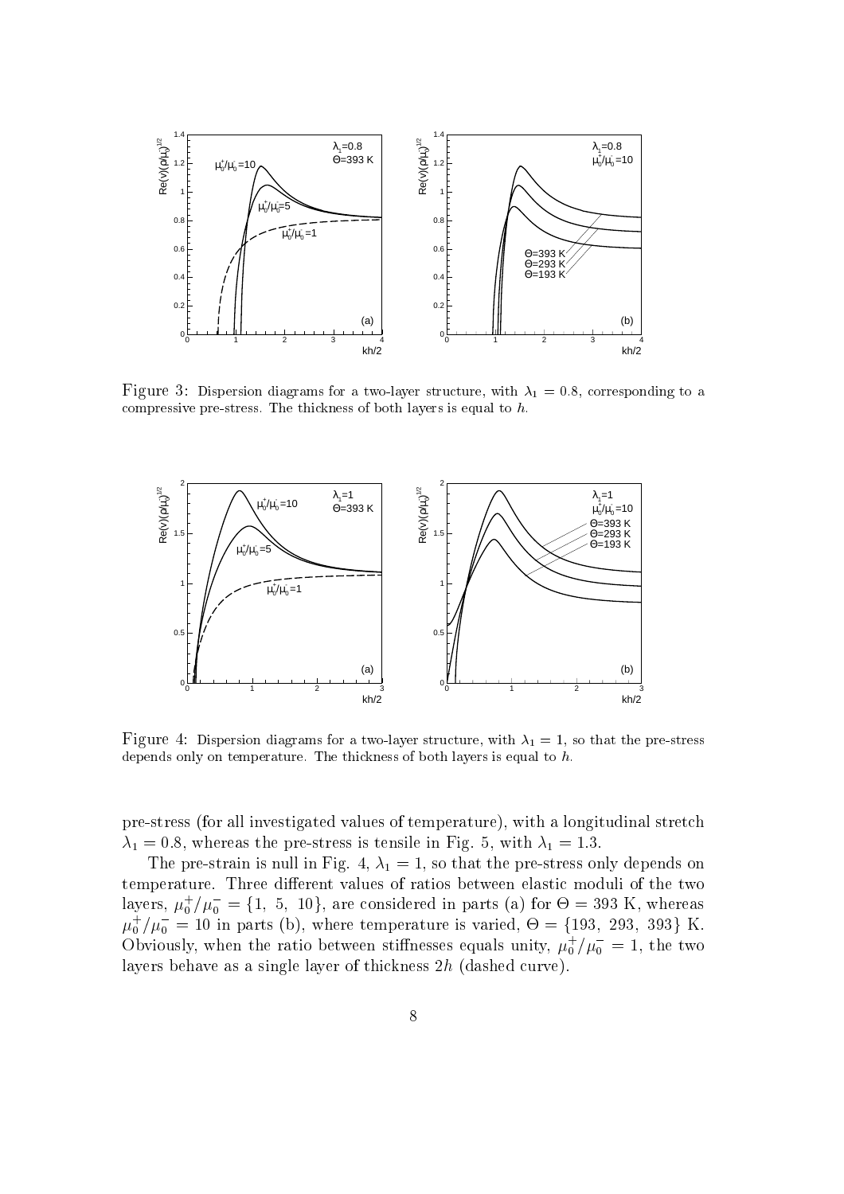Figure 3: Dispersion diagrams for a two-layer structure, with $\lambda_1 = 0.8$, corresponding to a compressive pre-stress. The thickness of both layers is equal to $h$.

Figure 4: Dispersion diagrams for a two-layer structure, with $\lambda_1 = 1$, so that the pre-stress depends only on temperature. The thickness of both layers is equal to $h$.

pre-stress (for all investigated values of temperature), with a longitudinal stretch $\lambda_1 = 0.8$, whereas the pre-stress is tensile in Fig. 5, with $\lambda_1 = 1.3$.

The pre-strain is null in Fig. 4, $\lambda_1 = 1$, so that the pre-stress only depends on temperature. Three different values of ratios between elastic moduli of the two layers, $\mu_0^+/\mu_0^- = \{1,\ 5,\ 10\}$, are considered in parts (a) for $\Theta = 393$ K, whereas $\mu_0^+/\mu_0^- = 10$ in parts (b), where temperature is varied, $\Theta = \{193,\ 293,\ 393\}$ K. Obviously, when the ratio between stiffnesses equals unity, $\mu_0^+/\mu_0^- = 1$, the two layers behave as a single layer of thickness $2h$ (dashed curve).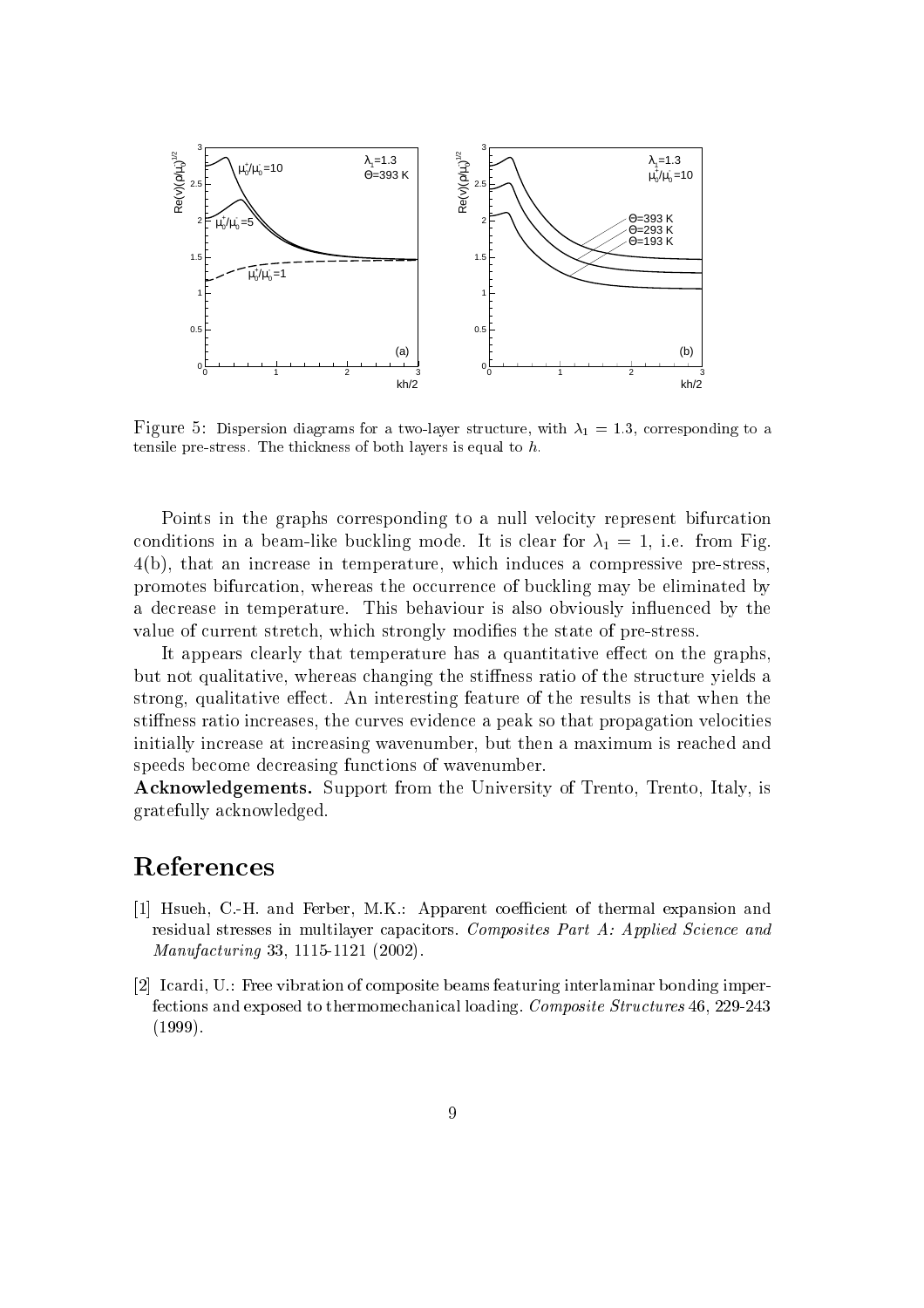Figure 5: Dispersion diagrams for a two-layer structure, with $\lambda_1 = 1.3$, corresponding to a tensile pre-stress. The thickness of both layers is equal to $h$.

Points in the graphs corresponding to a null velocity represent bifurcation conditions in a beam-like buckling mode. It is clear for $\lambda_1 = 1$, i.e. from Fig. 4(b), that an increase in temperature, which induces a compressive pre-stress, promotes bifurcation, whereas the occurrence of buckling may be eliminated by a decrease in temperature. This behaviour is also obviously influenced by the value of current stretch, which strongly modifies the state of pre-stress.

It appears clearly that temperature has a quantitative effect on the graphs, but not qualitative, whereas changing the stiffness ratio of the structure yields a strong, qualitative effect. An interesting feature of the results is that when the stiffness ratio increases, the curves evidence a peak so that propagation velocities initially increase at increasing wavenumber, but then a maximum is reached and speeds become decreasing functions of wavenumber.

**Acknowledgements.** Support from the University of Trento, Trento, Italy, is gratefully acknowledged.

# References

[1] Hsueh, C.-H. and Ferber, M.K.: Apparent coefficient of thermal expansion and residual stresses in multilayer capacitors. *Composites Part A: Applied Science and Manufacturing* 33, 1115-1121 (2002).

[2] Icardi, U.: Free vibration of composite beams featuring interlaminar bonding imperfections and exposed to thermomechanical loading. *Composite Structures* 46, 229-243 (1999).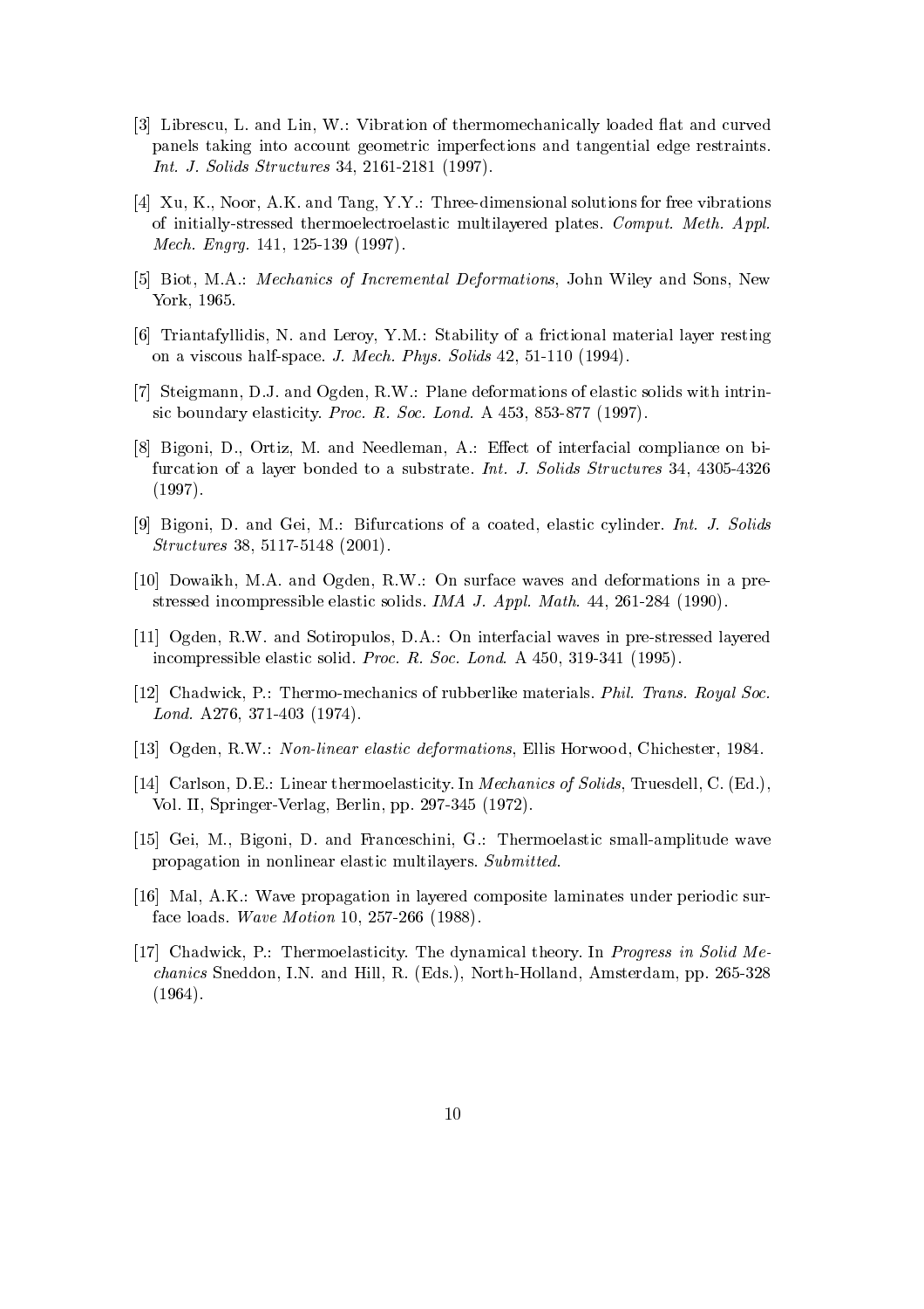[3] Librescu, L. and Lin, W.: Vibration of thermomechanically loaded flat and curved panels taking into account geometric imperfections and tangential edge restraints. *Int. J. Solids Structures* 34, 2161-2181 (1997).

[4] Xu, K., Noor, A.K. and Tang, Y.Y.: Three-dimensional solutions for free vibrations of initially-stressed thermoelectroelastic multilayered plates. *Comput. Meth. Appl. Mech. Engrg.* 141, 125-139 (1997).

[5] Biot, M.A.: *Mechanics of Incremental Deformations*, John Wiley and Sons, New York, 1965.

[6] Triantafyllidis, N. and Leroy, Y.M.: Stability of a frictional material layer resting on a viscous half-space. *J. Mech. Phys. Solids* 42, 51-110 (1994).

[7] Steigmann, D.J. and Ogden, R.W.: Plane deformations of elastic solids with intrinsic boundary elasticity. *Proc. R. Soc. Lond.* A 453, 853-877 (1997).

[8] Bigoni, D., Ortiz, M. and Needleman, A.: Effect of interfacial compliance on bifurcation of a layer bonded to a substrate. *Int. J. Solids Structures* 34, 4305-4326 (1997).

[9] Bigoni, D. and Gei, M.: Bifurcations of a coated, elastic cylinder. *Int. J. Solids Structures* 38, 5117-5148 (2001).

[10] Dowaikh, M.A. and Ogden, R.W.: On surface waves and deformations in a pre-stressed incompressible elastic solids. *IMA J. Appl. Math.* 44, 261-284 (1990).

[11] Ogden, R.W. and Sotiropulos, D.A.: On interfacial waves in pre-stressed layered incompressible elastic solid. *Proc. R. Soc. Lond.* A 450, 319-341 (1995).

[12] Chadwick, P.: Thermo-mechanics of rubberlike materials. *Phil. Trans. Royal Soc. Lond.* A276, 371-403 (1974).

[13] Ogden, R.W.: *Non-linear elastic deformations*, Ellis Horwood, Chichester, 1984.

[14] Carlson, D.E.: Linear thermoelasticity. In *Mechanics of Solids*, Truesdell, C. (Ed.), Vol. II, Springer-Verlag, Berlin, pp. 297-345 (1972).

[15] Gei, M., Bigoni, D. and Franceschini, G.: Thermoelastic small-amplitude wave propagation in nonlinear elastic multilayers. *Submitted.*

[16] Mal, A.K.: Wave propagation in layered composite laminates under periodic surface loads. *Wave Motion* 10, 257-266 (1988).

[17] Chadwick, P.: Thermoelasticity. The dynamical theory. In *Progress in Solid Mechanics* Sneddon, I.N. and Hill, R. (Eds.), North-Holland, Amsterdam, pp. 265-328 (1964).